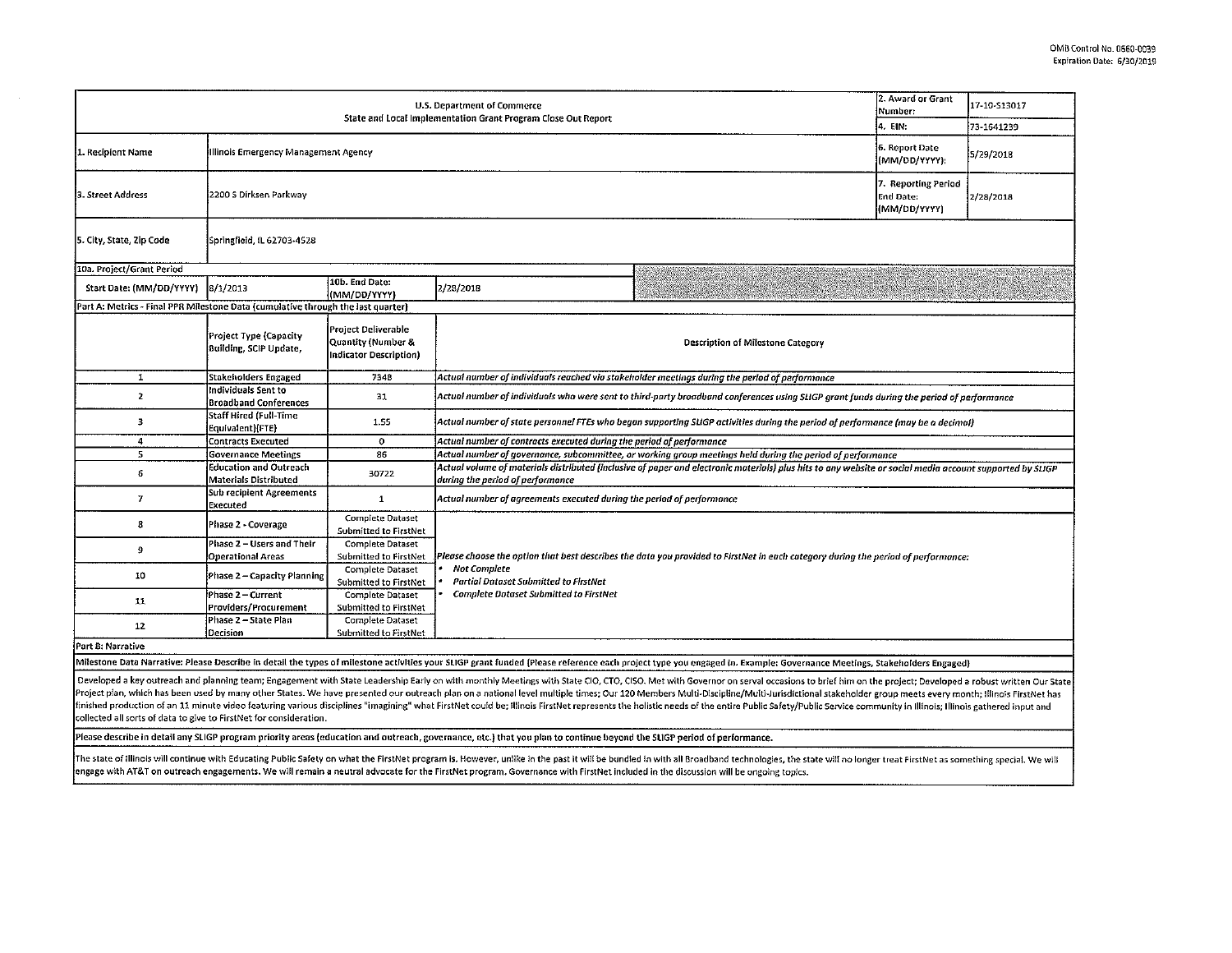OMB Control No. 0660-0039
Expiration Date: 6/30/2019

| U.S. Department of Commerce<br>State and Local Implementation Grant Program Close Out Report | | | 2. Award or Grant Number: | 17-10-S13017 |
|---|---|---|---|---|
| | | | 4. EIN: | 73-1641239 |
| 1. Recipient Name | Illinois Emergency Management Agency | | 6. Report Date (MM/DD/YYYY): | 5/29/2018 |
| 3. Street Address | 2200 S Dirksen Parkway | | 7. Reporting Period End Date: (MM/DD/YYYY) | 2/28/2018 |
| 5. City, State, Zip Code | Springfield, IL 62703-4528 | | | |
| 10a. Project/Grant Period | | | | |
| Start Date: (MM/DD/YYYY) | 8/1/2013 | 10b. End Date: (MM/DD/YYYY) | 2/28/2018 | |

**Part A: Metrics - Final PPR Milestone Data (cumulative through the last quarter)**

| | Project Type (Capacity Building, SCIP Update, | Project Deliverable Quantity (Number & Indicator Description) | Description of Milestone Category |
|---|---|---|---|
| 1 | Stakeholders Engaged | 7348 | *Actual number of individuals reached via stakeholder meetings during the period of performance* |
| 2 | Individuals Sent to Broadband Conferences | 31 | *Actual number of individuals who were sent to third-party broadband conferences using SLIGP grant funds during the period of performance* |
| 3 | Staff Hired (Full-Time Equivalent)(FTE) | 1.55 | *Actual number of state personnel FTEs who began supporting SLIGP activities during the period of performance (may be a decimal)* |
| 4 | Contracts Executed | 0 | *Actual number of contracts executed during the period of performance* |
| 5 | Governance Meetings | 86 | *Actual number of governance, subcommittee, or working group meetings held during the period of performance* |
| 6 | Education and Outreach Materials Distributed | 30722 | *Actual volume of materials distributed (inclusive of paper and electronic materials) plus hits to any website or social media account supported by SLIGP during the period of performance* |
| 7 | Sub recipient Agreements Executed | 1 | *Actual number of agreements executed during the period of performance* |
| 8 | Phase 2 - Coverage | Complete Dataset Submitted to FirstNet | *Please choose the option that best describes the data you provided to FirstNet in each category during the period of performance:*<br>• *Not Complete*<br>• *Partial Dataset Submitted to FirstNet*<br>• *Complete Dataset Submitted to FirstNet* |
| 9 | Phase 2 – Users and Their Operational Areas | Complete Dataset Submitted to FirstNet | |
| 10 | Phase 2 – Capacity Planning | Complete Dataset Submitted to FirstNet | |
| 11 | Phase 2 – Current Providers/Procurement | Complete Dataset Submitted to FirstNet | |
| 12 | Phase 2 – State Plan Decision | Complete Dataset Submitted to FirstNet | |

**Part B: Narrative**

**Milestone Data Narrative: Please Describe in detail the types of milestone activities your SLIGP grant funded (Please reference each project type you engaged in. Example: Governance Meetings, Stakeholders Engaged)**

Developed a key outreach and planning team; Engagement with State Leadership Early on with monthly Meetings with State CIO, CTO, CISO. Met with Governor on serval occasions to brief him on the project; Developed a robust written Our State Project plan, which has been used by many other States. We have presented our outreach plan on a national level multiple times; Our 120 Members Multi-Discipline/Multi-Jurisdictional stakeholder group meets every month; Illinois FirstNet has finished production of an 11 minute video featuring various disciplines "imagining" what FirstNet could be; Illinois FirstNet represents the holistic needs of the entire Public Safety/Public Service community in Illinois; Illinois gathered input and collected all sorts of data to give to FirstNet for consideration.

**Please describe in detail any SLIGP program priority areas (education and outreach, governance, etc.) that you plan to continue beyond the SLIGP period of performance.**

The state of Illinois will continue with Educating Public Safety on what the FirstNet program is. However, unlike in the past it will be bundled in with all Broadband technologies, the state will no longer treat FirstNet as something special. We will engage with AT&T on outreach engagements. We will remain a neutral advocate for the FirstNet program. Governance with FirstNet included in the discussion will be ongoing topics.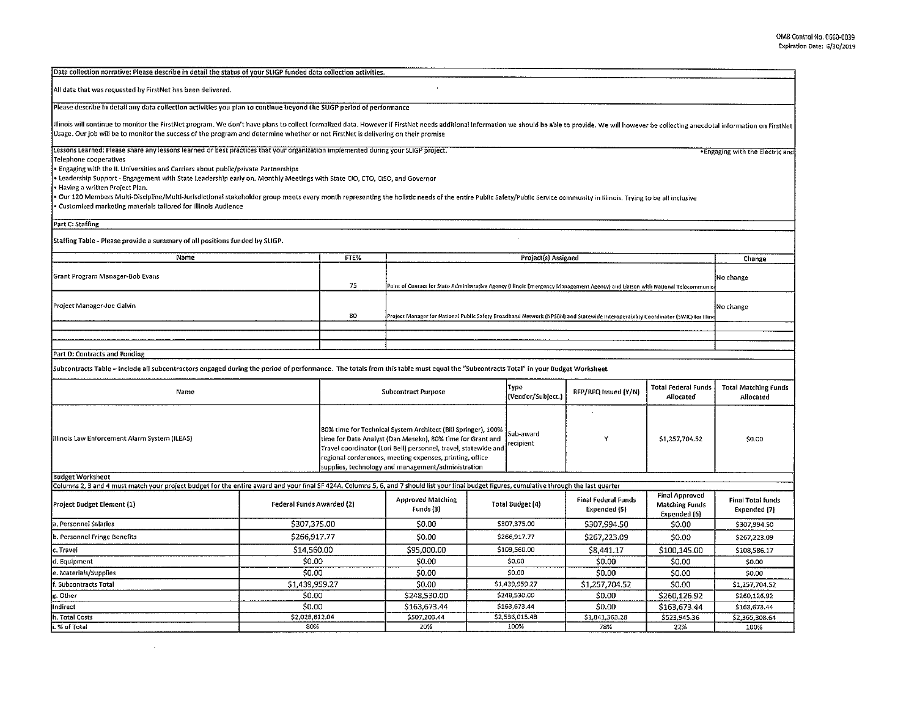OMB Control No. 0660-0039
Expiration Date: 6/30/2019

**Data collection narrative: Please describe in detail the status of your SLIGP funded data collection activities.**

All data that was requested by FirstNet has been delivered.

**Please describe in detail any data collection activities you plan to continue beyond the SLIGP period of performance**

Illinois will continue to monitor the FirstNet program. We don't have plans to collect formalized data. However if FirstNet needs additional information we should be able to provide. We will however be collecting anecdotal information on FirstNet Usage. Our job will be to monitor the success of the program and determine whether or not FirstNet is delivering on their promise

**Lessons Learned: Please share any lessons learned or best practices that your organization implemented during your SLIGP project.**

- Engaging with the Electric and Telephone cooperatives
- Engaging with the IL Universities and Carriers about public/private Partnerships
- Leadership Support - Engagement with State Leadership early on. Monthly Meetings with State CIO, CTO, CISO, and Governor
- Having a written Project Plan.
- Our 120 Members Multi-Discipline/Multi-Jurisdictional stakeholder group meets every month representing the holistic needs of the entire Public Safety/Public Service community in Illinois. Trying to be all inclusive
- Customized marketing materials tailored for Illinois Audience

## Part C: Staffing

**Staffing Table - Please provide a summary of all positions funded by SLIGP.**

| Name | FTE% | Project(s) Assigned | Change |
|---|---|---|---|
| Grant Program Manager-Bob Evans | 75 | Point of Contact for State Administrative Agency (Illinois Emergency Management Agency) and Liaison with National Telecommunica | No change |
| Project Manager-Joe Galvin | 80 | Project Manager for National Public Safety Broadband Network (NPSBN) and Statewide Interoperability Coordinator (SWIC) for Illino | No change |
| | | | |
| | | | |

## Part D: Contracts and Funding

**Subcontracts Table – Include all subcontractors engaged during the period of performance. The totals from this table must equal the "Subcontracts Total" in your Budget Worksheet**

| Name | Subcontract Purpose | Type (Vendor/Subject.) | RFP/RFQ Issued (Y/N) | Total Federal Funds Allocated | Total Matching Funds Allocated |
|---|---|---|---|---|---|
| Illinois Law Enforcement Alarm System (ILEAS) | 80% time for Technical System Architect (Bill Springer), 100% time for Data Analyst (Dan Meseke), 80% time for Grant and Travel coordinator (Lori Bell) personnel, travel, statewide and regional conferences, meeting expenses, printing, office supplies, technology and management/administration | Sub-award recipient | Y | $1,257,704.52 | $0.00 |

**Budget Worksheet**

Columns 2, 3 and 4 must match your project budget for the entire award and your final SF 424A. Columns 5, 6, and 7 should list your final budget figures, cumulative through the last quarter

| Project Budget Element (1) | Federal Funds Awarded (2) | Approved Matching Funds (3) | Total Budget (4) | Final Federal Funds Expended (5) | Final Approved Matching Funds Expended (6) | Final Total funds Expended (7) |
|---|---|---|---|---|---|---|
| a. Personnel Salaries | $307,375.00 | $0.00 | $307,375.00 | $307,994.50 | $0.00 | $307,994.50 |
| b. Personnel Fringe Benefits | $266,917.77 | $0.00 | $266,917.77 | $267,223.09 | $0.00 | $267,223.09 |
| c. Travel | $14,560.00 | $95,000.00 | $109,560.00 | $8,441.17 | $100,145.00 | $108,586.17 |
| d. Equipment | $0.00 | $0.00 | $0.00 | $0.00 | $0.00 | $0.00 |
| e. Materials/Supplies | $0.00 | $0.00 | $0.00 | $0.00 | $0.00 | $0.00 |
| f. Subcontracts Total | $1,439,959.27 | $0.00 | $1,439,959.27 | $1,257,704.52 | $0.00 | $1,257,704.52 |
| g. Other | $0.00 | $248,530.00 | $248,530.00 | $0.00 | $260,126.92 | $260,126.92 |
| Indirect | $0.00 | $163,673.44 | $163,673.44 | $0.00 | $163,673.44 | $163,673.44 |
| h. Total Costs | $2,028,812.04 | $507,203.44 | $2,536,015.48 | $1,841,363.28 | $523,945.36 | $2,365,308.64 |
| i. % of Total | 80% | 20% | 100% | 78% | 22% | 100% |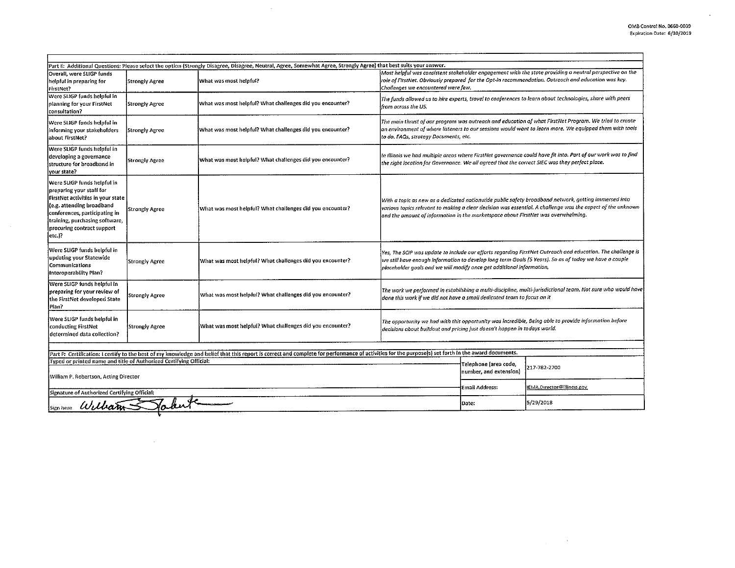OMB Control No. 0660-0039
Expiration Date: 6/30/2019

| | | | |
|---|---|---|---|
| **Part E: Additional Questions: Please select the option (Strongly Disagree, Disagree, Neutral, Agree, Somewhat Agree, Strongly Agree) that best suits your answer.** | | | |
| Overall, were SLIGP funds helpful in preparing for FirstNet? | Strongly Agree | What was most helpful? | *Most helpful was consistent stakeholder engagement with the state providing a neutral perspective on the role of FirstNet. Obviously prepared for the Opt-in recommendation. Outreach and education was key. Challenges we encountered were few.* |
| Were SLIGP funds helpful in planning for your FirstNet consultation? | Strongly Agree | What was most helpful? What challenges did you encounter? | *The funds allowed us to hire experts, travel to conferences to learn about technologies, share with peers from across the US.* |
| Were SLIGP funds helpful in informing your stakeholders about FirstNet? | Strongly Agree | What was most helpful? What challenges did you encounter? | *The main thrust of our program was outreach and education of what FirstNet Program. We tried to create an environment of where listeners to our sessions would want to learn more. We equipped them with tools to do. FAQs, strategy Documents, etc.* |
| Were SLIGP funds helpful in developing a governance structure for broadband in your state? | Strongly Agree | What was most helpful? What challenges did you encounter? | *In Illinois we had multiple areas where FirstNet governance could have fit into. Part of our work was to find the right location for Governance. We all agreed that the correct SIEC was they perfect place.* |
| Were SLIGP funds helpful in preparing your staff for FirstNet activities in your state (e.g. attending broadband conferences, participating in training, purchasing software, procuring contract support etc.)? | Strongly Agree | What was most helpful? What challenges did you encounter? | *With a topic as new as a dedicated nationwide public safety broadband network, getting immersed into various topics relevant to making a clear decision was essential. A challenge was the aspect of the unknown and the amount of information in the marketspace about FirstNet was overwhelming.* |
| Were SLIGP funds helpful in updating your Statewide Communications Interoperability Plan? | Strongly Agree | What was most helpful? What challenges did you encounter? | *Yes, The SCIP was update to include our efforts regarding FirstNet Outreach and education. The challenge is we still have enough information to develop long term Goals (5 Years). So as of today we have a couple placeholder goals and we will modify once get additional information.* |
| Were SLIGP funds helpful in preparing for your review of the FirstNet developed State Plan? | Strongly Agree | What was most helpful? What challenges did you encounter? | *The work we performed in establishing a multi-discipline, multi-jurisdictional team. Not sure who would have done this work if we did not have a small dedicated team to focus on it* |
| Were SLIGP funds helpful in conducting FirstNet determined data collection? | Strongly Agree | What was most helpful? What challenges did you encounter? | *The opportunity we had with this opportunity was incredible, Being able to provide information before decisions about buildout and pricing just doesn't happen in todays world.* |

| | | |
|---|---|---|
| **Part F: Certification: I certify to the best of my knowledge and belief that this report is correct and complete for performance of activities for the purpose(s) set forth in the award documents.** | | |
| Typed or printed name and title of Authorized Certifying Official: William P. Robertson, Acting Director | Telephone (area code, number, and extension) | 217-782-2700 |
| Signature of Authorized Certifying Official: | Email Address: | IEMA.Director@illinois.gov |
| Sign here William S Robertson | Date: | 5/29/2018 |